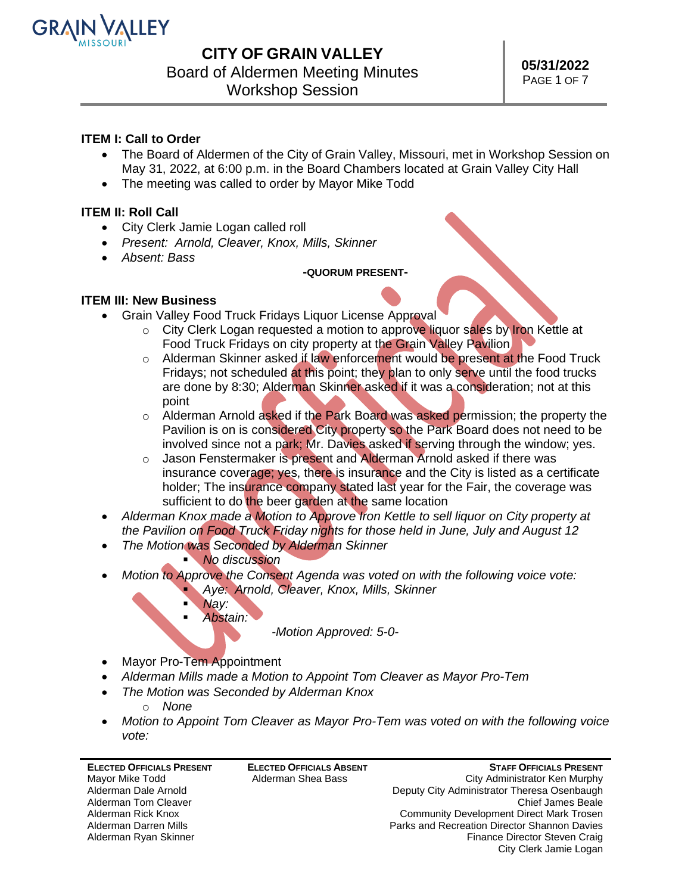# CITY OF GRAIN VALLEY

Board of Aldermen Meeting Minutes
Workshop Session

**05/31/2022**

### ITEM I: Call to Order

- The Board of Aldermen of the City of Grain Valley, Missouri, met in Workshop Session on May 31, 2022, at 6:00 p.m. in the Board Chambers located at Grain Valley City Hall
- The meeting was called to order by Mayor Mike Todd

### ITEM II: Roll Call

- City Clerk Jamie Logan called roll
- *Present: Arnold, Cleaver, Knox, Mills, Skinner*
- *Absent: Bass*

**-QUORUM PRESENT-**

### ITEM III: New Business

- Grain Valley Food Truck Fridays Liquor License Approval
  - City Clerk Logan requested a motion to approve liquor sales by Iron Kettle at Food Truck Fridays on city property at the Grain Valley Pavilion
  - Alderman Skinner asked if law enforcement would be present at the Food Truck Fridays; not scheduled at this point; they plan to only serve until the food trucks are done by 8:30; Alderman Skinner asked if it was a consideration; not at this point
  - Alderman Arnold asked if the Park Board was asked permission; the property the Pavilion is on is considered City property so the Park Board does not need to be involved since not a park; Mr. Davies asked if serving through the window; yes.
  - Jason Fenstermaker is present and Alderman Arnold asked if there was insurance coverage; yes, there is insurance and the City is listed as a certificate holder; The insurance company stated last year for the Fair, the coverage was sufficient to do the beer garden at the same location
- *Alderman Knox made a Motion to Approve Iron Kettle to sell liquor on City property at the Pavilion on Food Truck Friday nights for those held in June, July and August 12*
- *The Motion was Seconded by Alderman Skinner*
  - *No discussion*
- *Motion to Approve the Consent Agenda was voted on with the following voice vote:*
  - *Aye: Arnold, Cleaver, Knox, Mills, Skinner*
  - *Nay:*
  - *Abstain:*

*-Motion Approved: 5-0-*

- Mayor Pro-Tem Appointment
- *Alderman Mills made a Motion to Appoint Tom Cleaver as Mayor Pro-Tem*
- *The Motion was Seconded by Alderman Knox*
  - *None*
- *Motion to Appoint Tom Cleaver as Mayor Pro-Tem was voted on with the following voice vote:*

| ELECTED OFFICIALS PRESENT | ELECTED OFFICIALS ABSENT | STAFF OFFICIALS PRESENT |
| --- | --- | --- |
| Mayor Mike Todd | Alderman Shea Bass | City Administrator Ken Murphy |
| Alderman Dale Arnold | | Deputy City Administrator Theresa Osenbaugh |
| Alderman Tom Cleaver | | Chief James Beale |
| Alderman Rick Knox | | Community Development Direct Mark Trosen |
| Alderman Darren Mills | | Parks and Recreation Director Shannon Davies |
| Alderman Ryan Skinner | | Finance Director Steven Craig |
| | | City Clerk Jamie Logan |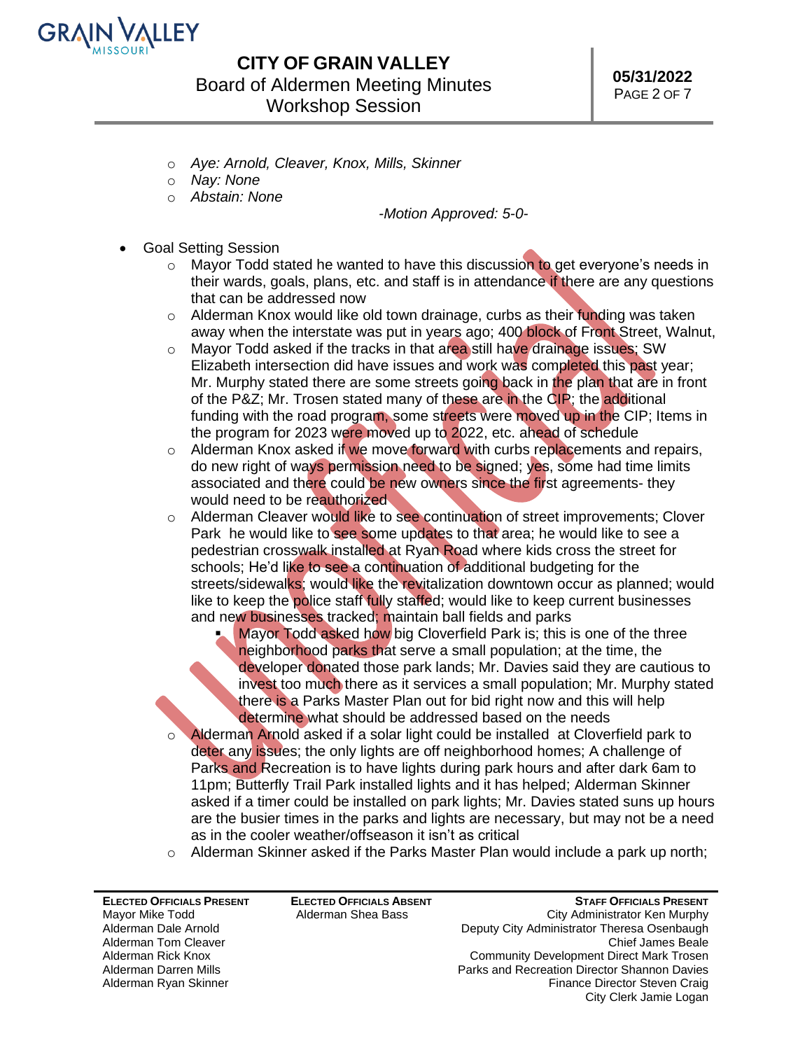- *Aye: Arnold, Cleaver, Knox, Mills, Skinner*
  - *Nay: None*
  - *Abstain: None*

*-Motion Approved: 5-0-*

- Goal Setting Session
  - Mayor Todd stated he wanted to have this discussion to get everyone's needs in their wards, goals, plans, etc. and staff is in attendance if there are any questions that can be addressed now
  - Alderman Knox would like old town drainage, curbs as their funding was taken away when the interstate was put in years ago; 400 block of Front Street, Walnut,
  - Mayor Todd asked if the tracks in that area still have drainage issues; SW Elizabeth intersection did have issues and work was completed this past year; Mr. Murphy stated there are some streets going back in the plan that are in front of the P&Z; Mr. Trosen stated many of these are in the CIP; the additional funding with the road program, some streets were moved up in the CIP; Items in the program for 2023 were moved up to 2022, etc. ahead of schedule
  - Alderman Knox asked if we move forward with curbs replacements and repairs, do new right of ways permission need to be signed; yes, some had time limits associated and there could be new owners since the first agreements- they would need to be reauthorized
  - Alderman Cleaver would like to see continuation of street improvements; Clover Park he would like to see some updates to that area; he would like to see a pedestrian crosswalk installed at Ryan Road where kids cross the street for schools; He'd like to see a continuation of additional budgeting for the streets/sidewalks; would like the revitalization downtown occur as planned; would like to keep the police staff fully staffed; would like to keep current businesses and new businesses tracked; maintain ball fields and parks
    - Mayor Todd asked how big Cloverfield Park is; this is one of the three neighborhood parks that serve a small population; at the time, the developer donated those park lands; Mr. Davies said they are cautious to invest too much there as it services a small population; Mr. Murphy stated there is a Parks Master Plan out for bid right now and this will help determine what should be addressed based on the needs
  - Alderman Arnold asked if a solar light could be installed at Cloverfield park to deter any issues; the only lights are off neighborhood homes; A challenge of Parks and Recreation is to have lights during park hours and after dark 6am to 11pm; Butterfly Trail Park installed lights and it has helped; Alderman Skinner asked if a timer could be installed on park lights; Mr. Davies stated suns up hours are the busier times in the parks and lights are necessary, but may not be a need as in the cooler weather/offseason it isn't as critical
  - Alderman Skinner asked if the Parks Master Plan would include a park up north;

| **Elected Officials Present** | **Elected Officials Absent** | **Staff Officials Present** |
|---|---|---|
| Mayor Mike Todd | Alderman Shea Bass | City Administrator Ken Murphy |
| Alderman Dale Arnold | | Deputy City Administrator Theresa Osenbaugh |
| Alderman Tom Cleaver | | Chief James Beale |
| Alderman Rick Knox | | Community Development Direct Mark Trosen |
| Alderman Darren Mills | | Parks and Recreation Director Shannon Davies |
| Alderman Ryan Skinner | | Finance Director Steven Craig |
| | | City Clerk Jamie Logan |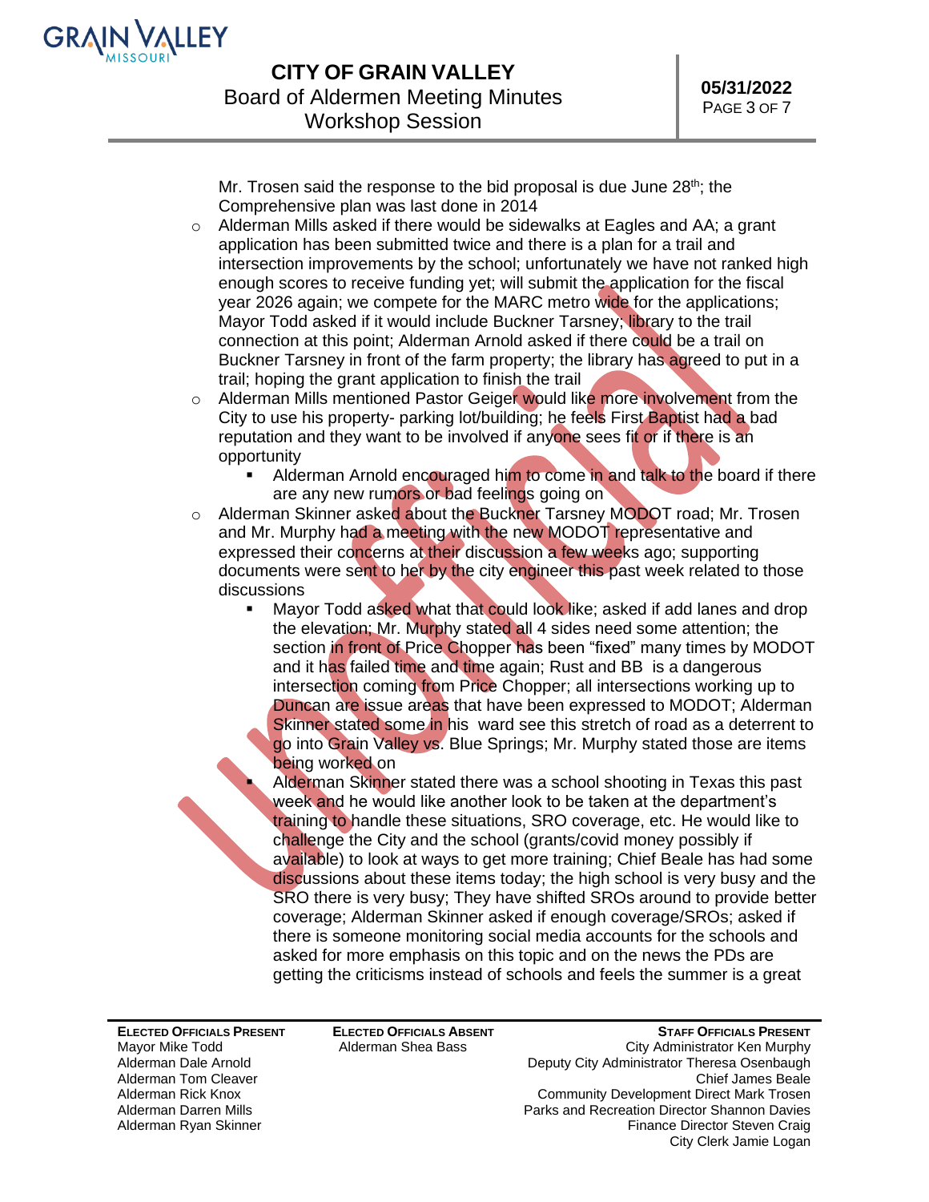Mr. Trosen said the response to the bid proposal is due June 28th; the Comprehensive plan was last done in 2014

- Alderman Mills asked if there would be sidewalks at Eagles and AA; a grant application has been submitted twice and there is a plan for a trail and intersection improvements by the school; unfortunately we have not ranked high enough scores to receive funding yet; will submit the application for the fiscal year 2026 again; we compete for the MARC metro wide for the applications; Mayor Todd asked if it would include Buckner Tarsney; library to the trail connection at this point; Alderman Arnold asked if there could be a trail on Buckner Tarsney in front of the farm property; the library has agreed to put in a trail; hoping the grant application to finish the trail
- Alderman Mills mentioned Pastor Geiger would like more involvement from the City to use his property- parking lot/building; he feels First Baptist had a bad reputation and they want to be involved if anyone sees fit or if there is an opportunity
  - Alderman Arnold encouraged him to come in and talk to the board if there are any new rumors or bad feelings going on
- Alderman Skinner asked about the Buckner Tarsney MODOT road; Mr. Trosen and Mr. Murphy had a meeting with the new MODOT representative and expressed their concerns at their discussion a few weeks ago; supporting documents were sent to her by the city engineer this past week related to those discussions
  - Mayor Todd asked what that could look like; asked if add lanes and drop the elevation; Mr. Murphy stated all 4 sides need some attention; the section in front of Price Chopper has been "fixed" many times by MODOT and it has failed time and time again; Rust and BB is a dangerous intersection coming from Price Chopper; all intersections working up to Duncan are issue areas that have been expressed to MODOT; Alderman Skinner stated some in his ward see this stretch of road as a deterrent to go into Grain Valley vs. Blue Springs; Mr. Murphy stated those are items being worked on
  - Alderman Skinner stated there was a school shooting in Texas this past week and he would like another look to be taken at the department's training to handle these situations, SRO coverage, etc. He would like to challenge the City and the school (grants/covid money possibly if available) to look at ways to get more training; Chief Beale has had some discussions about these items today; the high school is very busy and the SRO there is very busy; They have shifted SROs around to provide better coverage; Alderman Skinner asked if enough coverage/SROs; asked if there is someone monitoring social media accounts for the schools and asked for more emphasis on this topic and on the news the PDs are getting the criticisms instead of schools and feels the summer is a great

| ELECTED OFFICIALS PRESENT | ELECTED OFFICIALS ABSENT | STAFF OFFICIALS PRESENT |
|---|---|---|
| Mayor Mike Todd | Alderman Shea Bass | City Administrator Ken Murphy |
| Alderman Dale Arnold | | Deputy City Administrator Theresa Osenbaugh |
| Alderman Tom Cleaver | | Chief James Beale |
| Alderman Rick Knox | | Community Development Direct Mark Trosen |
| Alderman Darren Mills | | Parks and Recreation Director Shannon Davies |
| Alderman Ryan Skinner | | Finance Director Steven Craig |
| | | City Clerk Jamie Logan |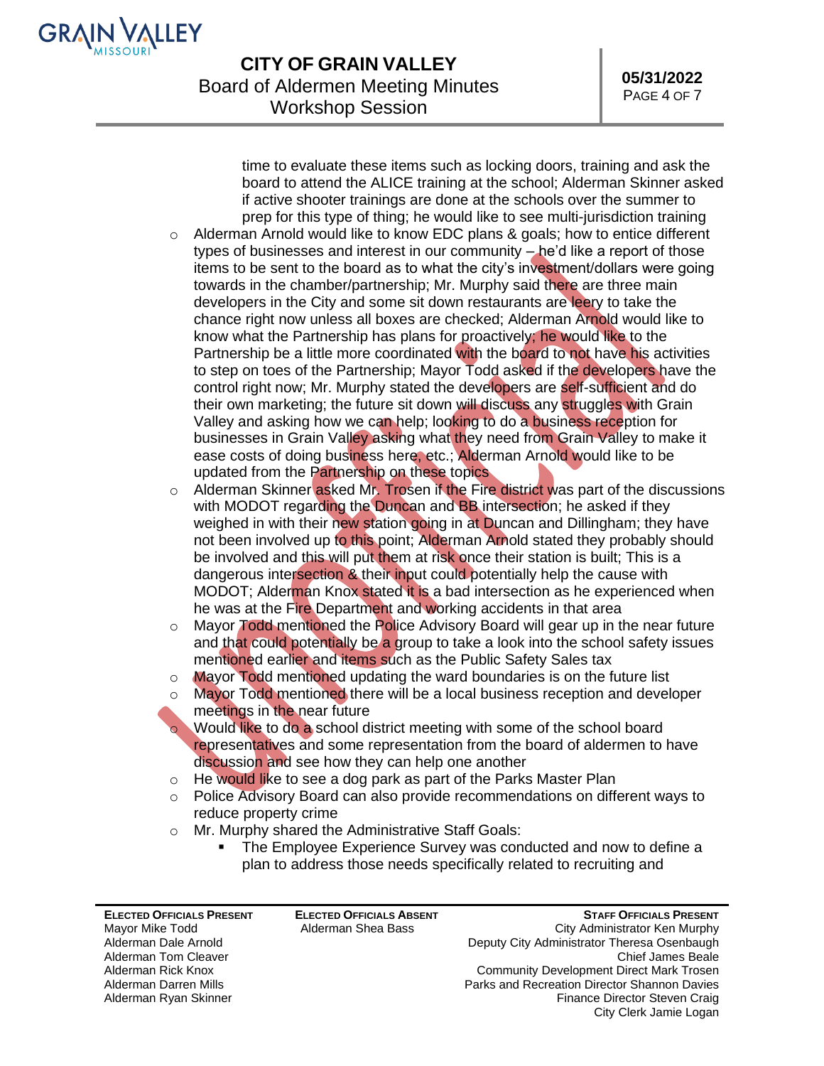time to evaluate these items such as locking doors, training and ask the board to attend the ALICE training at the school; Alderman Skinner asked if active shooter trainings are done at the schools over the summer to prep for this type of thing; he would like to see multi-jurisdiction training

- Alderman Arnold would like to know EDC plans & goals; how to entice different types of businesses and interest in our community – he'd like a report of those items to be sent to the board as to what the city's investment/dollars were going towards in the chamber/partnership; Mr. Murphy said there are three main developers in the City and some sit down restaurants are leery to take the chance right now unless all boxes are checked; Alderman Arnold would like to know what the Partnership has plans for proactively; he would like to the Partnership be a little more coordinated with the board to not have his activities to step on toes of the Partnership; Mayor Todd asked if the developers have the control right now; Mr. Murphy stated the developers are self-sufficient and do their own marketing; the future sit down will discuss any struggles with Grain Valley and asking how we can help; looking to do a business reception for businesses in Grain Valley asking what they need from Grain Valley to make it ease costs of doing business here, etc.; Alderman Arnold would like to be updated from the Partnership on these topics
- Alderman Skinner asked Mr. Trosen if the Fire district was part of the discussions with MODOT regarding the Duncan and BB intersection; he asked if they weighed in with their new station going in at Duncan and Dillingham; they have not been involved up to this point; Alderman Arnold stated they probably should be involved and this will put them at risk once their station is built; This is a dangerous intersection & their input could potentially help the cause with MODOT; Alderman Knox stated it is a bad intersection as he experienced when he was at the Fire Department and working accidents in that area
- Mayor Todd mentioned the Police Advisory Board will gear up in the near future and that could potentially be a group to take a look into the school safety issues mentioned earlier and items such as the Public Safety Sales tax
- Mayor Todd mentioned updating the ward boundaries is on the future list
- Mayor Todd mentioned there will be a local business reception and developer meetings in the near future
- Would like to do a school district meeting with some of the school board representatives and some representation from the board of aldermen to have discussion and see how they can help one another
- He would like to see a dog park as part of the Parks Master Plan
- Police Advisory Board can also provide recommendations on different ways to reduce property crime
- Mr. Murphy shared the Administrative Staff Goals:
  - The Employee Experience Survey was conducted and now to define a plan to address those needs specifically related to recruiting and

| **Elected Officials Present** | **Elected Officials Absent** | **Staff Officials Present** |
|---|---|---|
| Mayor Mike Todd | Alderman Shea Bass | City Administrator Ken Murphy |
| Alderman Dale Arnold | | Deputy City Administrator Theresa Osenbaugh |
| Alderman Tom Cleaver | | Chief James Beale |
| Alderman Rick Knox | | Community Development Direct Mark Trosen |
| Alderman Darren Mills | | Parks and Recreation Director Shannon Davies |
| Alderman Ryan Skinner | | Finance Director Steven Craig |
| | | City Clerk Jamie Logan |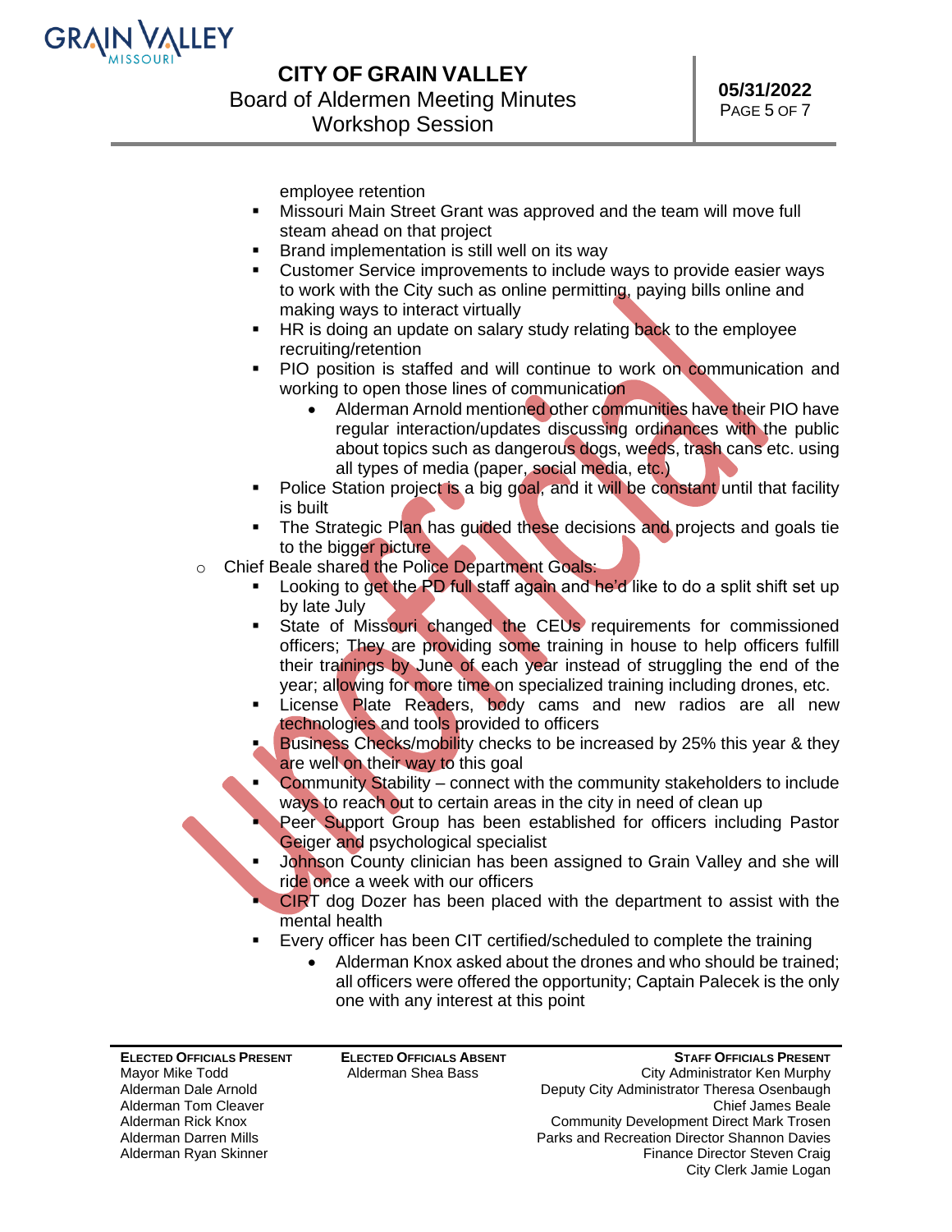employee retention

- Missouri Main Street Grant was approved and the team will move full steam ahead on that project
- Brand implementation is still well on its way
- Customer Service improvements to include ways to provide easier ways to work with the City such as online permitting, paying bills online and making ways to interact virtually
- HR is doing an update on salary study relating back to the employee recruiting/retention
- PIO position is staffed and will continue to work on communication and working to open those lines of communication
  - Alderman Arnold mentioned other communities have their PIO have regular interaction/updates discussing ordinances with the public about topics such as dangerous dogs, weeds, trash cans etc. using all types of media (paper, social media, etc.)
- Police Station project is a big goal, and it will be constant until that facility is built
- The Strategic Plan has guided these decisions and projects and goals tie to the bigger picture

- Chief Beale shared the Police Department Goals:
  - Looking to get the PD full staff again and he'd like to do a split shift set up by late July
  - State of Missouri changed the CEUs requirements for commissioned officers; They are providing some training in house to help officers fulfill their trainings by June of each year instead of struggling the end of the year; allowing for more time on specialized training including drones, etc.
  - License Plate Readers, body cams and new radios are all new technologies and tools provided to officers
  - Business Checks/mobility checks to be increased by 25% this year & they are well on their way to this goal
  - Community Stability – connect with the community stakeholders to include ways to reach out to certain areas in the city in need of clean up
  - Peer Support Group has been established for officers including Pastor Geiger and psychological specialist
  - Johnson County clinician has been assigned to Grain Valley and she will ride once a week with our officers
  - CIRT dog Dozer has been placed with the department to assist with the mental health
  - Every officer has been CIT certified/scheduled to complete the training
    - Alderman Knox asked about the drones and who should be trained; all officers were offered the opportunity; Captain Palecek is the only one with any interest at this point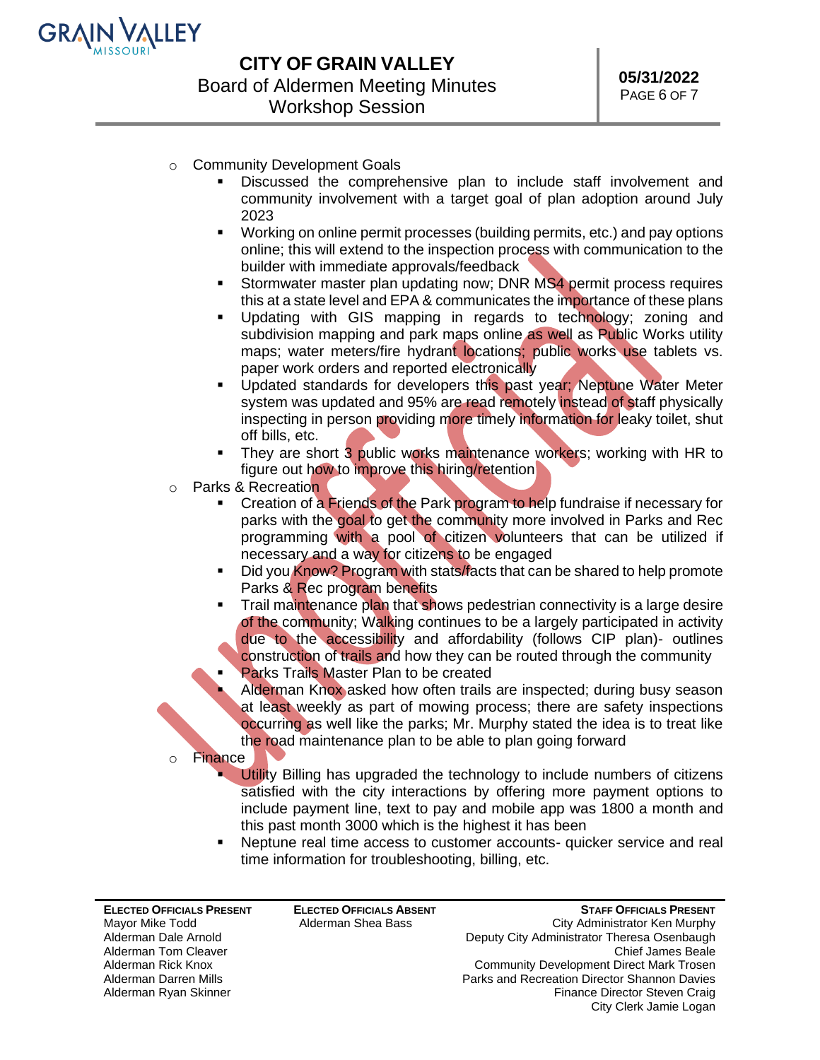- Community Development Goals
  - Discussed the comprehensive plan to include staff involvement and community involvement with a target goal of plan adoption around July 2023
  - Working on online permit processes (building permits, etc.) and pay options online; this will extend to the inspection process with communication to the builder with immediate approvals/feedback
  - Stormwater master plan updating now; DNR MS4 permit process requires this at a state level and EPA & communicates the importance of these plans
  - Updating with GIS mapping in regards to technology; zoning and subdivision mapping and park maps online as well as Public Works utility maps; water meters/fire hydrant locations; public works use tablets vs. paper work orders and reported electronically
  - Updated standards for developers this past year; Neptune Water Meter system was updated and 95% are read remotely instead of staff physically inspecting in person providing more timely information for leaky toilet, shut off bills, etc.
  - They are short 3 public works maintenance workers; working with HR to figure out how to improve this hiring/retention
- Parks & Recreation
  - Creation of a Friends of the Park program to help fundraise if necessary for parks with the goal to get the community more involved in Parks and Rec programming with a pool of citizen volunteers that can be utilized if necessary and a way for citizens to be engaged
  - Did you Know? Program with stats/facts that can be shared to help promote Parks & Rec program benefits
  - Trail maintenance plan that shows pedestrian connectivity is a large desire of the community; Walking continues to be a largely participated in activity due to the accessibility and affordability (follows CIP plan)- outlines construction of trails and how they can be routed through the community
  - Parks Trails Master Plan to be created
  - Alderman Knox asked how often trails are inspected; during busy season at least weekly as part of mowing process; there are safety inspections occurring as well like the parks; Mr. Murphy stated the idea is to treat like the road maintenance plan to be able to plan going forward
- Finance
  - Utility Billing has upgraded the technology to include numbers of citizens satisfied with the city interactions by offering more payment options to include payment line, text to pay and mobile app was 1800 a month and this past month 3000 which is the highest it has been
  - Neptune real time access to customer accounts- quicker service and real time information for troubleshooting, billing, etc.

| **Elected Officials Present** | **Elected Officials Absent** | **Staff Officials Present** |
|---|---|---|
| Mayor Mike Todd | Alderman Shea Bass | City Administrator Ken Murphy |
| Alderman Dale Arnold | | Deputy City Administrator Theresa Osenbaugh |
| Alderman Tom Cleaver | | Chief James Beale |
| Alderman Rick Knox | | Community Development Direct Mark Trosen |
| Alderman Darren Mills | | Parks and Recreation Director Shannon Davies |
| Alderman Ryan Skinner | | Finance Director Steven Craig |
| | | City Clerk Jamie Logan |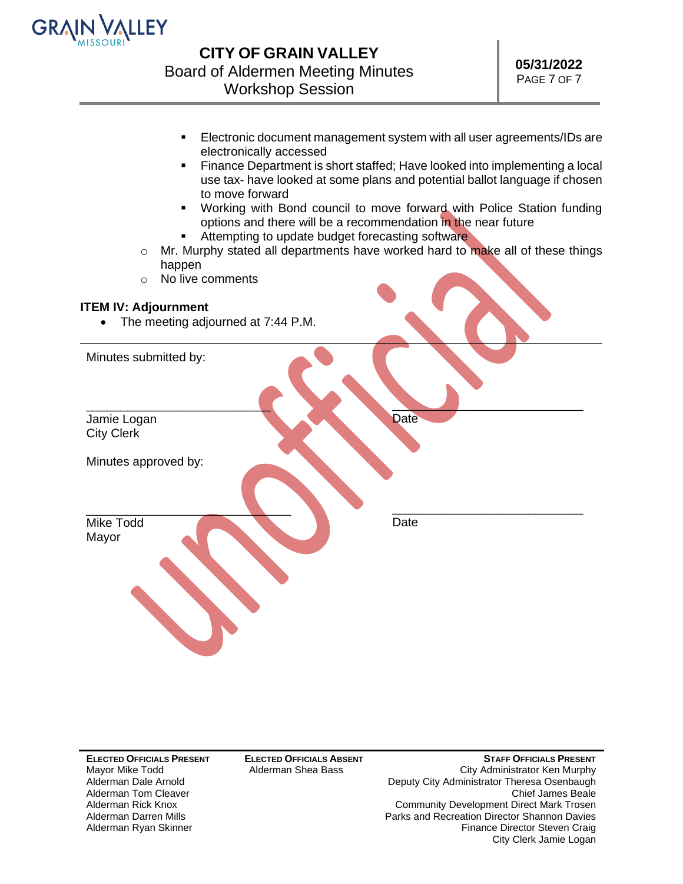- Electronic document management system with all user agreements/IDs are electronically accessed
- Finance Department is short staffed; Have looked into implementing a local use tax- have looked at some plans and potential ballot language if chosen to move forward
- Working with Bond council to move forward with Police Station funding options and there will be a recommendation in the near future
- Attempting to update budget forecasting software

  - Mr. Murphy stated all departments have worked hard to make all of these things happen
  - No live comments

**ITEM IV: Adjournment**

- The meeting adjourned at 7:44 P.M.

---

Minutes submitted by:

\_\_\_\_\_\_\_\_\_\_\_\_\_\_\_\_\_\_\_\_\_\_\_\_\_\_\_ \_\_\_\_\_\_\_\_\_\_\_\_\_\_\_\_\_\_\_\_\_\_\_\_\_\_\_

Jamie Logan
City Clerk

Date

Minutes approved by:

\_\_\_\_\_\_\_\_\_\_\_\_\_\_\_\_\_\_\_\_\_\_\_\_\_\_\_ \_\_\_\_\_\_\_\_\_\_\_\_\_\_\_\_\_\_\_\_\_\_\_\_\_\_\_

Mike Todd
Mayor

Date

unofficial

| ELECTED OFFICIALS PRESENT | ELECTED OFFICIALS ABSENT | STAFF OFFICIALS PRESENT |
|---|---|---|
| Mayor Mike Todd | Alderman Shea Bass | City Administrator Ken Murphy |
| Alderman Dale Arnold | | Deputy City Administrator Theresa Osenbaugh |
| Alderman Tom Cleaver | | Chief James Beale |
| Alderman Rick Knox | | Community Development Direct Mark Trosen |
| Alderman Darren Mills | | Parks and Recreation Director Shannon Davies |
| Alderman Ryan Skinner | | Finance Director Steven Craig |
| | | City Clerk Jamie Logan |